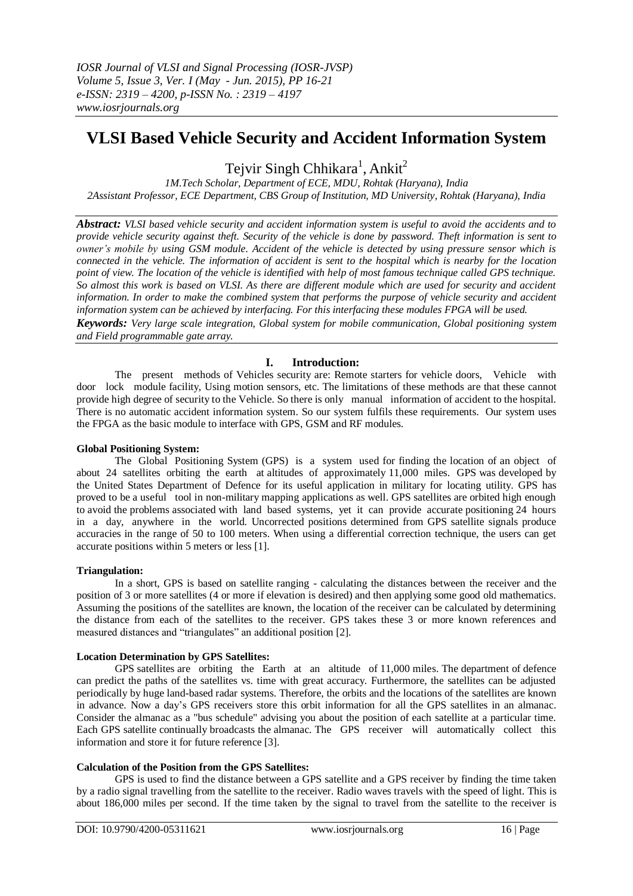# VLSI Based Vehicle Security and Accident Information System

Tejvir Singh Chhikara[1], Ankit[2]

*1M.Tech Scholar, Department of ECE, MDU, Rohtak (Haryana), India*
*2Assistant Professor, ECE Department, CBS Group of Institution, MD University, Rohtak (Haryana), India*

***Abstract:*** *VLSI based vehicle security and accident information system is useful to avoid the accidents and to provide vehicle security against theft. Security of the vehicle is done by password. Theft information is sent to owner's mobile by using GSM module. Accident of the vehicle is detected by using pressure sensor which is connected in the vehicle. The information of accident is sent to the hospital which is nearby for the location point of view. The location of the vehicle is identified with help of most famous technique called GPS technique. So almost this work is based on VLSI. As there are different module which are used for security and accident information. In order to make the combined system that performs the purpose of vehicle security and accident information system can be achieved by interfacing. For this interfacing these modules FPGA will be used.*

***Keywords:*** *Very large scale integration, Global system for mobile communication, Global positioning system and Field programmable gate array.*

## I. Introduction:

The present methods of Vehicles security are: Remote starters for vehicle doors, Vehicle with door lock module facility, Using motion sensors, etc. The limitations of these methods are that these cannot provide high degree of security to the Vehicle. So there is only manual information of accident to the hospital. There is no automatic accident information system. So our system fulfils these requirements. Our system uses the FPGA as the basic module to interface with GPS, GSM and RF modules.

**Global Positioning System:**

The Global Positioning System (GPS) is a system used for finding the location of an object of about 24 satellites orbiting the earth at altitudes of approximately 11,000 miles. GPS was developed by the United States Department of Defence for its useful application in military for locating utility. GPS has proved to be a useful tool in non-military mapping applications as well. GPS satellites are orbited high enough to avoid the problems associated with land based systems, yet it can provide accurate positioning 24 hours in a day, anywhere in the world. Uncorrected positions determined from GPS satellite signals produce accuracies in the range of 50 to 100 meters. When using a differential correction technique, the users can get accurate positions within 5 meters or less [1].

**Triangulation:**

In a short, GPS is based on satellite ranging - calculating the distances between the receiver and the position of 3 or more satellites (4 or more if elevation is desired) and then applying some good old mathematics. Assuming the positions of the satellites are known, the location of the receiver can be calculated by determining the distance from each of the satellites to the receiver. GPS takes these 3 or more known references and measured distances and "triangulates" an additional position [2].

**Location Determination by GPS Satellites:**

GPS satellites are orbiting the Earth at an altitude of 11,000 miles. The department of defence can predict the paths of the satellites vs. time with great accuracy. Furthermore, the satellites can be adjusted periodically by huge land-based radar systems. Therefore, the orbits and the locations of the satellites are known in advance. Now a day's GPS receivers store this orbit information for all the GPS satellites in an almanac. Consider the almanac as a "bus schedule" advising you about the position of each satellite at a particular time. Each GPS satellite continually broadcasts the almanac. The GPS receiver will automatically collect this information and store it for future reference [3].

**Calculation of the Position from the GPS Satellites:**

GPS is used to find the distance between a GPS satellite and a GPS receiver by finding the time taken by a radio signal travelling from the satellite to the receiver. Radio waves travels with the speed of light. This is about 186,000 miles per second. If the time taken by the signal to travel from the satellite to the receiver is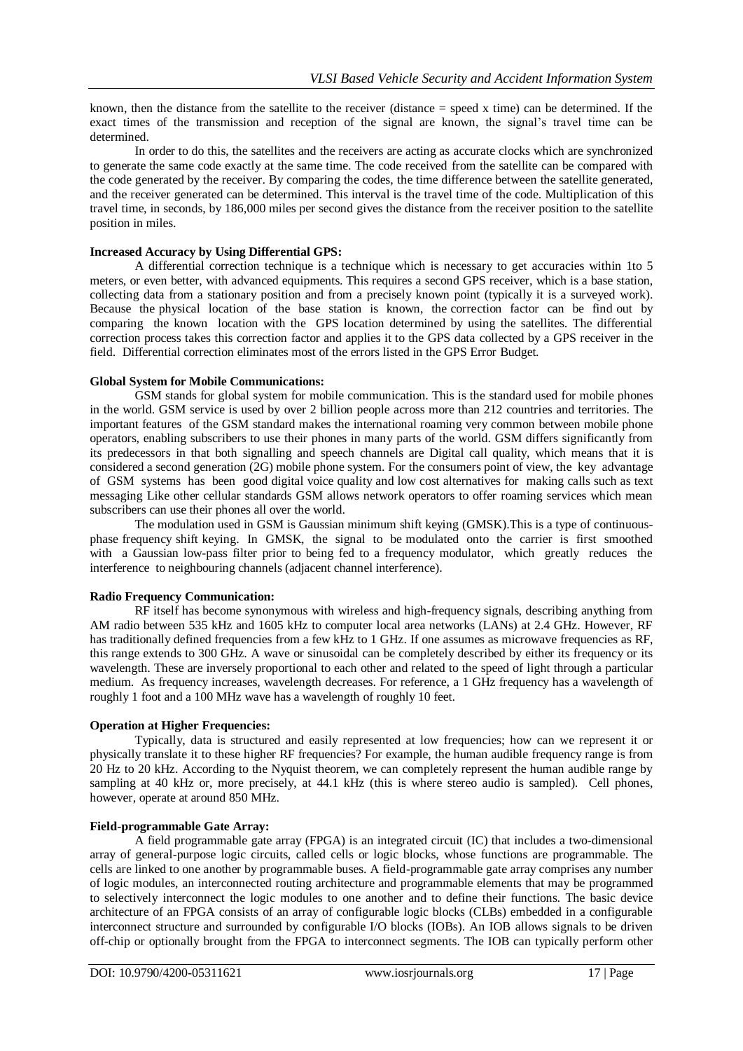known, then the distance from the satellite to the receiver (distance = speed x time) can be determined. If the exact times of the transmission and reception of the signal are known, the signal's travel time can be determined.

In order to do this, the satellites and the receivers are acting as accurate clocks which are synchronized to generate the same code exactly at the same time. The code received from the satellite can be compared with the code generated by the receiver. By comparing the codes, the time difference between the satellite generated, and the receiver generated can be determined. This interval is the travel time of the code. Multiplication of this travel time, in seconds, by 186,000 miles per second gives the distance from the receiver position to the satellite position in miles.

**Increased Accuracy by Using Differential GPS:**

A differential correction technique is a technique which is necessary to get accuracies within 1to 5 meters, or even better, with advanced equipments. This requires a second GPS receiver, which is a base station, collecting data from a stationary position and from a precisely known point (typically it is a surveyed work). Because the physical location of the base station is known, the correction factor can be find out by comparing the known location with the GPS location determined by using the satellites. The differential correction process takes this correction factor and applies it to the GPS data collected by a GPS receiver in the field. Differential correction eliminates most of the errors listed in the GPS Error Budget.

**Global System for Mobile Communications:**

GSM stands for global system for mobile communication. This is the standard used for mobile phones in the world. GSM service is used by over 2 billion people across more than 212 countries and territories. The important features of the GSM standard makes the international roaming very common between mobile phone operators, enabling subscribers to use their phones in many parts of the world. GSM differs significantly from its predecessors in that both signalling and speech channels are Digital call quality, which means that it is considered a second generation (2G) mobile phone system. For the consumers point of view, the key advantage of GSM systems has been good digital voice quality and low cost alternatives for making calls such as text messaging Like other cellular standards GSM allows network operators to offer roaming services which mean subscribers can use their phones all over the world.

The modulation used in GSM is Gaussian minimum shift keying (GMSK).This is a type of continuous-phase frequency shift keying. In GMSK, the signal to be modulated onto the carrier is first smoothed with a Gaussian low-pass filter prior to being fed to a frequency modulator, which greatly reduces the interference to neighbouring channels (adjacent channel interference).

**Radio Frequency Communication:**

RF itself has become synonymous with wireless and high-frequency signals, describing anything from AM radio between 535 kHz and 1605 kHz to computer local area networks (LANs) at 2.4 GHz. However, RF has traditionally defined frequencies from a few kHz to 1 GHz. If one assumes as microwave frequencies as RF, this range extends to 300 GHz. A wave or sinusoidal can be completely described by either its frequency or its wavelength. These are inversely proportional to each other and related to the speed of light through a particular medium. As frequency increases, wavelength decreases. For reference, a 1 GHz frequency has a wavelength of roughly 1 foot and a 100 MHz wave has a wavelength of roughly 10 feet.

**Operation at Higher Frequencies:**

Typically, data is structured and easily represented at low frequencies; how can we represent it or physically translate it to these higher RF frequencies? For example, the human audible frequency range is from 20 Hz to 20 kHz. According to the Nyquist theorem, we can completely represent the human audible range by sampling at 40 kHz or, more precisely, at 44.1 kHz (this is where stereo audio is sampled). Cell phones, however, operate at around 850 MHz.

**Field-programmable Gate Array:**

A field programmable gate array (FPGA) is an integrated circuit (IC) that includes a two-dimensional array of general-purpose logic circuits, called cells or logic blocks, whose functions are programmable. The cells are linked to one another by programmable buses. A field-programmable gate array comprises any number of logic modules, an interconnected routing architecture and programmable elements that may be programmed to selectively interconnect the logic modules to one another and to define their functions. The basic device architecture of an FPGA consists of an array of configurable logic blocks (CLBs) embedded in a configurable interconnect structure and surrounded by configurable I/O blocks (IOBs). An IOB allows signals to be driven off-chip or optionally brought from the FPGA to interconnect segments. The IOB can typically perform other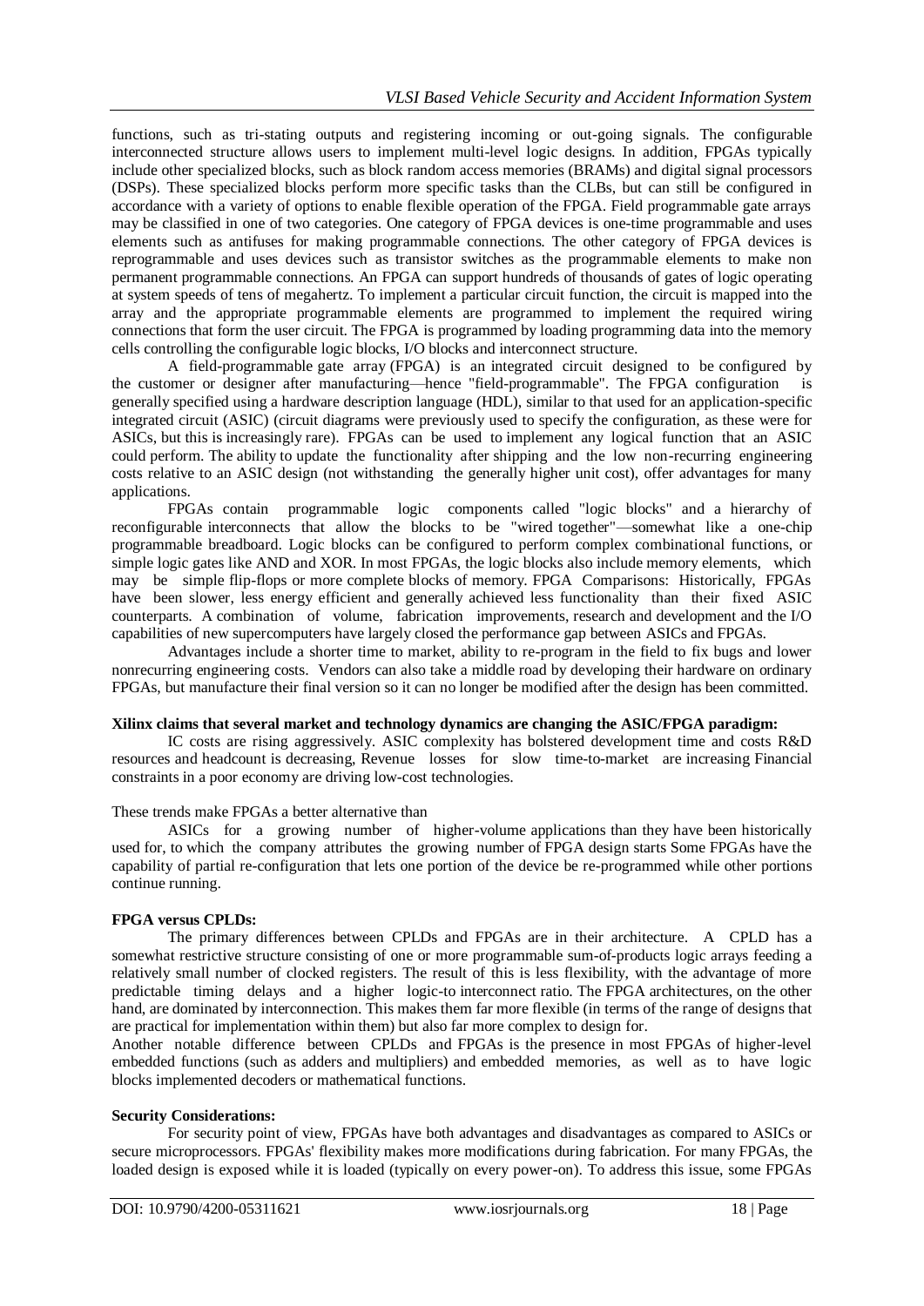functions, such as tri-stating outputs and registering incoming or out-going signals. The configurable interconnected structure allows users to implement multi-level logic designs. In addition, FPGAs typically include other specialized blocks, such as block random access memories (BRAMs) and digital signal processors (DSPs). These specialized blocks perform more specific tasks than the CLBs, but can still be configured in accordance with a variety of options to enable flexible operation of the FPGA. Field programmable gate arrays may be classified in one of two categories. One category of FPGA devices is one-time programmable and uses elements such as antifuses for making programmable connections. The other category of FPGA devices is reprogrammable and uses devices such as transistor switches as the programmable elements to make non permanent programmable connections. An FPGA can support hundreds of thousands of gates of logic operating at system speeds of tens of megahertz. To implement a particular circuit function, the circuit is mapped into the array and the appropriate programmable elements are programmed to implement the required wiring connections that form the user circuit. The FPGA is programmed by loading programming data into the memory cells controlling the configurable logic blocks, I/O blocks and interconnect structure.

A field-programmable gate array (FPGA) is an integrated circuit designed to be configured by the customer or designer after manufacturing—hence "field-programmable". The FPGA configuration is generally specified using a hardware description language (HDL), similar to that used for an application-specific integrated circuit (ASIC) (circuit diagrams were previously used to specify the configuration, as these were for ASICs, but this is increasingly rare). FPGAs can be used to implement any logical function that an ASIC could perform. The ability to update the functionality after shipping and the low non-recurring engineering costs relative to an ASIC design (not withstanding the generally higher unit cost), offer advantages for many applications.

FPGAs contain programmable logic components called "logic blocks" and a hierarchy of reconfigurable interconnects that allow the blocks to be "wired together"—somewhat like a one-chip programmable breadboard. Logic blocks can be configured to perform complex combinational functions, or simple logic gates like AND and XOR. In most FPGAs, the logic blocks also include memory elements, which may be simple flip-flops or more complete blocks of memory. FPGA Comparisons: Historically, FPGAs have been slower, less energy efficient and generally achieved less functionality than their fixed ASIC counterparts. A combination of volume, fabrication improvements, research and development and the I/O capabilities of new supercomputers have largely closed the performance gap between ASICs and FPGAs.

Advantages include a shorter time to market, ability to re-program in the field to fix bugs and lower nonrecurring engineering costs. Vendors can also take a middle road by developing their hardware on ordinary FPGAs, but manufacture their final version so it can no longer be modified after the design has been committed.

**Xilinx claims that several market and technology dynamics are changing the ASIC/FPGA paradigm:**

IC costs are rising aggressively. ASIC complexity has bolstered development time and costs R&D resources and headcount is decreasing, Revenue losses for slow time-to-market are increasing Financial constraints in a poor economy are driving low-cost technologies.

These trends make FPGAs a better alternative than

ASICs for a growing number of higher-volume applications than they have been historically used for, to which the company attributes the growing number of FPGA design starts Some FPGAs have the capability of partial re-configuration that lets one portion of the device be re-programmed while other portions continue running.

**FPGA versus CPLDs:**

The primary differences between CPLDs and FPGAs are in their architecture. A CPLD has a somewhat restrictive structure consisting of one or more programmable sum-of-products logic arrays feeding a relatively small number of clocked registers. The result of this is less flexibility, with the advantage of more predictable timing delays and a higher logic-to interconnect ratio. The FPGA architectures, on the other hand, are dominated by interconnection. This makes them far more flexible (in terms of the range of designs that are practical for implementation within them) but also far more complex to design for.

Another notable difference between CPLDs and FPGAs is the presence in most FPGAs of higher-level embedded functions (such as adders and multipliers) and embedded memories, as well as to have logic blocks implemented decoders or mathematical functions.

**Security Considerations:**

For security point of view, FPGAs have both advantages and disadvantages as compared to ASICs or secure microprocessors. FPGAs' flexibility makes more modifications during fabrication. For many FPGAs, the loaded design is exposed while it is loaded (typically on every power-on). To address this issue, some FPGAs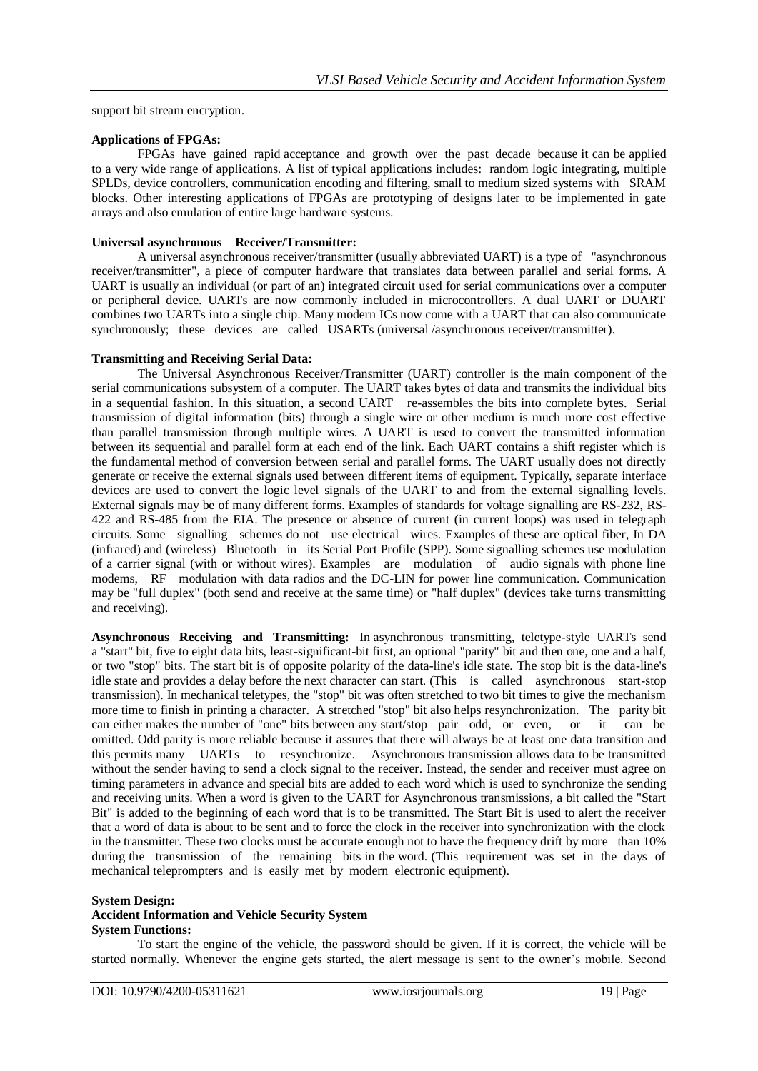support bit stream encryption.

**Applications of FPGAs:**

FPGAs have gained rapid acceptance and growth over the past decade because it can be applied to a very wide range of applications. A list of typical applications includes: random logic integrating, multiple SPLDs, device controllers, communication encoding and filtering, small to medium sized systems with SRAM blocks. Other interesting applications of FPGAs are prototyping of designs later to be implemented in gate arrays and also emulation of entire large hardware systems.

**Universal asynchronous Receiver/Transmitter:**

A universal asynchronous receiver/transmitter (usually abbreviated UART) is a type of "asynchronous receiver/transmitter", a piece of computer hardware that translates data between parallel and serial forms. A UART is usually an individual (or part of an) integrated circuit used for serial communications over a computer or peripheral device. UARTs are now commonly included in microcontrollers. A dual UART or DUART combines two UARTs into a single chip. Many modern ICs now come with a UART that can also communicate synchronously; these devices are called USARTs (universal /asynchronous receiver/transmitter).

**Transmitting and Receiving Serial Data:**

The Universal Asynchronous Receiver/Transmitter (UART) controller is the main component of the serial communications subsystem of a computer. The UART takes bytes of data and transmits the individual bits in a sequential fashion. In this situation, a second UART re-assembles the bits into complete bytes. Serial transmission of digital information (bits) through a single wire or other medium is much more cost effective than parallel transmission through multiple wires. A UART is used to convert the transmitted information between its sequential and parallel form at each end of the link. Each UART contains a shift register which is the fundamental method of conversion between serial and parallel forms. The UART usually does not directly generate or receive the external signals used between different items of equipment. Typically, separate interface devices are used to convert the logic level signals of the UART to and from the external signalling levels. External signals may be of many different forms. Examples of standards for voltage signalling are RS-232, RS-422 and RS-485 from the EIA. The presence or absence of current (in current loops) was used in telegraph circuits. Some signalling schemes do not use electrical wires. Examples of these are optical fiber, In DA (infrared) and (wireless) Bluetooth in its Serial Port Profile (SPP). Some signalling schemes use modulation of a carrier signal (with or without wires). Examples are modulation of audio signals with phone line modems, RF modulation with data radios and the DC-LIN for power line communication. Communication may be "full duplex" (both send and receive at the same time) or "half duplex" (devices take turns transmitting and receiving).

**Asynchronous Receiving and Transmitting:** In asynchronous transmitting, teletype-style UARTs send a "start" bit, five to eight data bits, least-significant-bit first, an optional "parity" bit and then one, one and a half, or two "stop" bits. The start bit is of opposite polarity of the data-line's idle state. The stop bit is the data-line's idle state and provides a delay before the next character can start. (This is called asynchronous start-stop transmission). In mechanical teletypes, the "stop" bit was often stretched to two bit times to give the mechanism more time to finish in printing a character. A stretched "stop" bit also helps resynchronization. The parity bit can either makes the number of "one" bits between any start/stop pair odd, or even, or it can be omitted. Odd parity is more reliable because it assures that there will always be at least one data transition and this permits many UARTs to resynchronize. Asynchronous transmission allows data to be transmitted without the sender having to send a clock signal to the receiver. Instead, the sender and receiver must agree on timing parameters in advance and special bits are added to each word which is used to synchronize the sending and receiving units. When a word is given to the UART for Asynchronous transmissions, a bit called the "Start Bit" is added to the beginning of each word that is to be transmitted. The Start Bit is used to alert the receiver that a word of data is about to be sent and to force the clock in the receiver into synchronization with the clock in the transmitter. These two clocks must be accurate enough not to have the frequency drift by more than 10% during the transmission of the remaining bits in the word. (This requirement was set in the days of mechanical teleprompters and is easily met by modern electronic equipment).

**System Design:**

**Accident Information and Vehicle Security System**

**System Functions:**

To start the engine of the vehicle, the password should be given. If it is correct, the vehicle will be started normally. Whenever the engine gets started, the alert message is sent to the owner's mobile. Second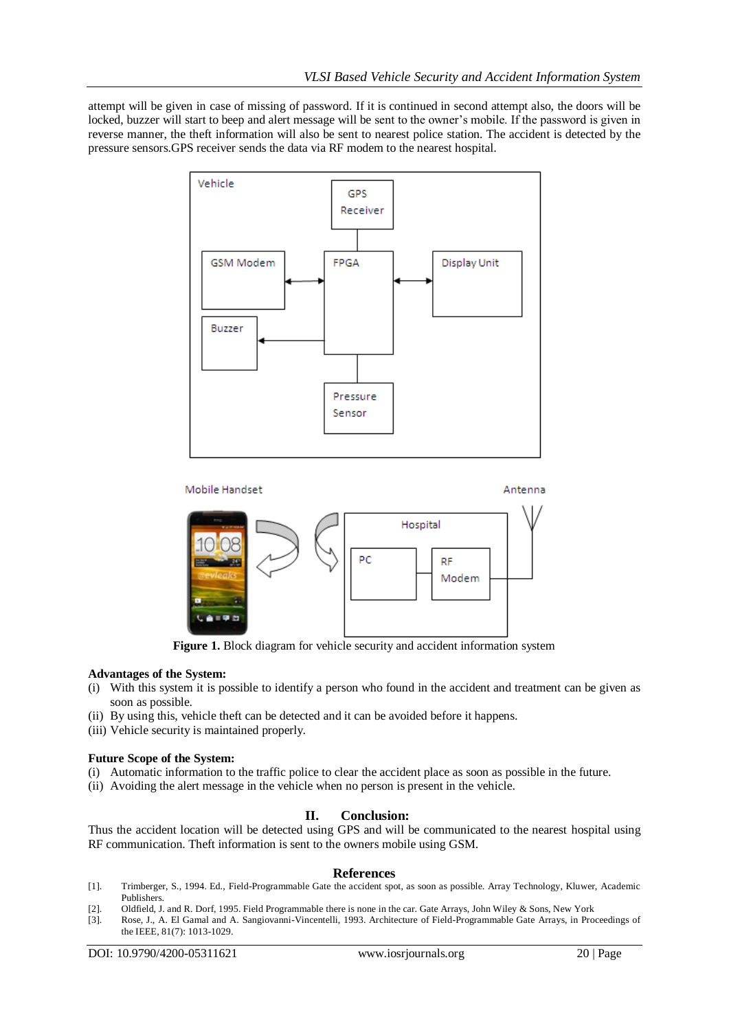attempt will be given in case of missing of password. If it is continued in second attempt also, the doors will be locked, buzzer will start to beep and alert message will be sent to the owner's mobile. If the password is given in reverse manner, the theft information will also be sent to nearest police station. The accident is detected by the pressure sensors.GPS receiver sends the data via RF modem to the nearest hospital.

**Figure 1.** Block diagram for vehicle security and accident information system

**Advantages of the System:**

(i) With this system it is possible to identify a person who found in the accident and treatment can be given as soon as possible.

(ii) By using this, vehicle theft can be detected and it can be avoided before it happens.

(iii) Vehicle security is maintained properly.

**Future Scope of the System:**

(i) Automatic information to the traffic police to clear the accident place as soon as possible in the future.

(ii) Avoiding the alert message in the vehicle when no person is present in the vehicle.

## II. Conclusion:

Thus the accident location will be detected using GPS and will be communicated to the nearest hospital using RF communication. Theft information is sent to the owners mobile using GSM.

## References

[1]. Trimberger, S., 1994. Ed., Field-Programmable Gate the accident spot, as soon as possible. Array Technology, Kluwer, Academic Publishers.

[2]. Oldfield, J. and R. Dorf, 1995. Field Programmable there is none in the car. Gate Arrays, John Wiley & Sons, New York

[3]. Rose, J., A. El Gamal and A. Sangiovanni-Vincentelli, 1993. Architecture of Field-Programmable Gate Arrays, in Proceedings of the IEEE, 81(7): 1013-1029.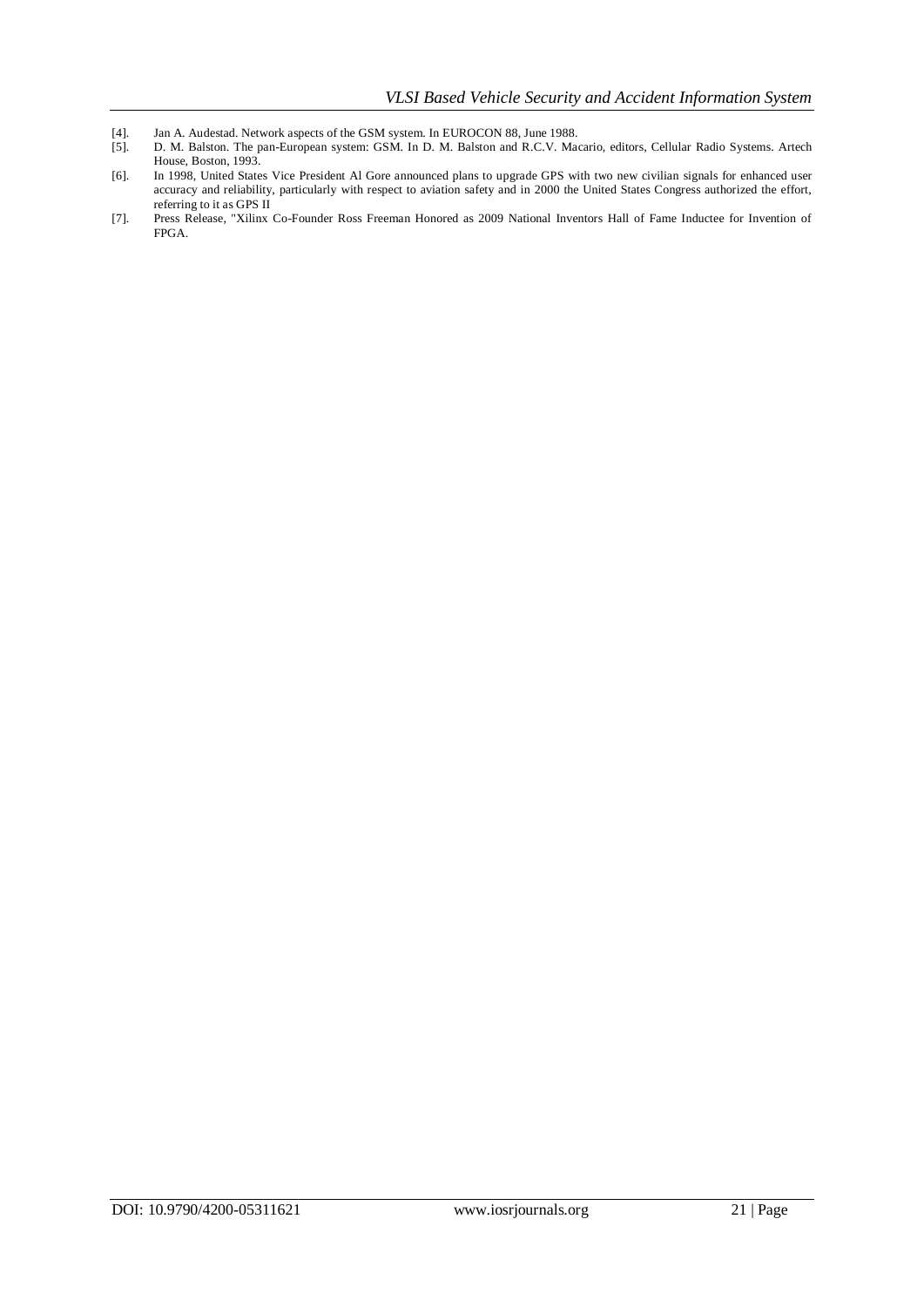[4]. Jan A. Audestad. Network aspects of the GSM system. In EUROCON 88, June 1988.

[5]. D. M. Balston. The pan-European system: GSM. In D. M. Balston and R.C.V. Macario, editors, Cellular Radio Systems. Artech House, Boston, 1993.

[6]. In 1998, United States Vice President Al Gore announced plans to upgrade GPS with two new civilian signals for enhanced user accuracy and reliability, particularly with respect to aviation safety and in 2000 the United States Congress authorized the effort, referring to it as GPS II

[7]. Press Release, "Xilinx Co-Founder Ross Freeman Honored as 2009 National Inventors Hall of Fame Inductee for Invention of FPGA.